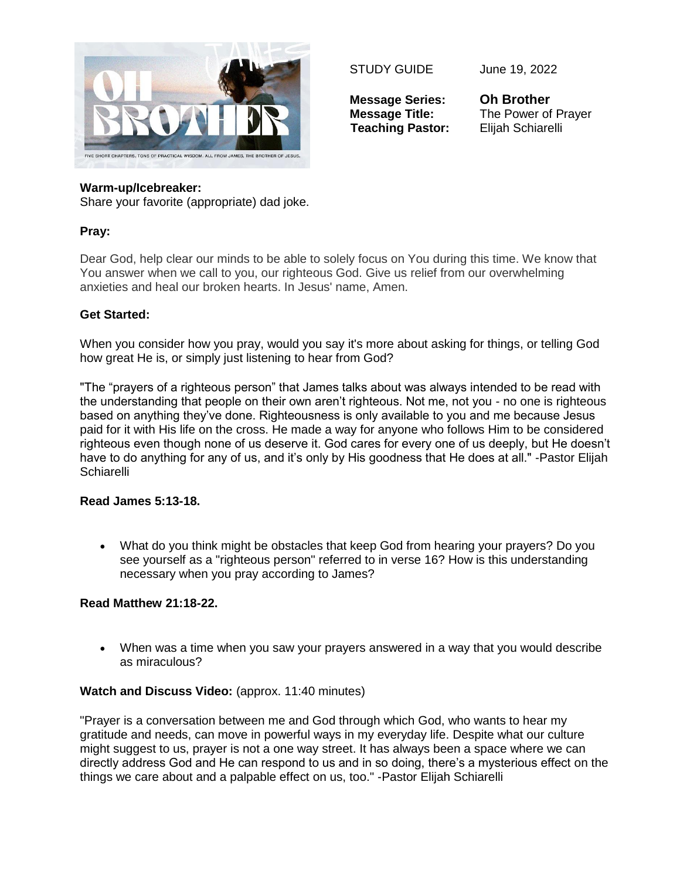STUDY GUIDE June 19, 2022

**Message Series:** **Oh Brother**
**Message Title:** The Power of Prayer
**Teaching Pastor:** Elijah Schiarelli

**Warm-up/Icebreaker:**
Share your favorite (appropriate) dad joke.

**Pray:**

Dear God, help clear our minds to be able to solely focus on You during this time. We know that You answer when we call to you, our righteous God. Give us relief from our overwhelming anxieties and heal our broken hearts. In Jesus' name, Amen.

**Get Started:**

When you consider how you pray, would you say it's more about asking for things, or telling God how great He is, or simply just listening to hear from God?

"The "prayers of a righteous person" that James talks about was always intended to be read with the understanding that people on their own aren't righteous. Not me, not you - no one is righteous based on anything they've done. Righteousness is only available to you and me because Jesus paid for it with His life on the cross. He made a way for anyone who follows Him to be considered righteous even though none of us deserve it. God cares for every one of us deeply, but He doesn't have to do anything for any of us, and it's only by His goodness that He does at all." -Pastor Elijah Schiarelli

**Read James 5:13-18.**

- What do you think might be obstacles that keep God from hearing your prayers? Do you see yourself as a "righteous person" referred to in verse 16? How is this understanding necessary when you pray according to James?

**Read Matthew 21:18-22.**

- When was a time when you saw your prayers answered in a way that you would describe as miraculous?

**Watch and Discuss Video:** (approx. 11:40 minutes)

"Prayer is a conversation between me and God through which God, who wants to hear my gratitude and needs, can move in powerful ways in my everyday life. Despite what our culture might suggest to us, prayer is not a one way street. It has always been a space where we can directly address God and He can respond to us and in so doing, there's a mysterious effect on the things we care about and a palpable effect on us, too." -Pastor Elijah Schiarelli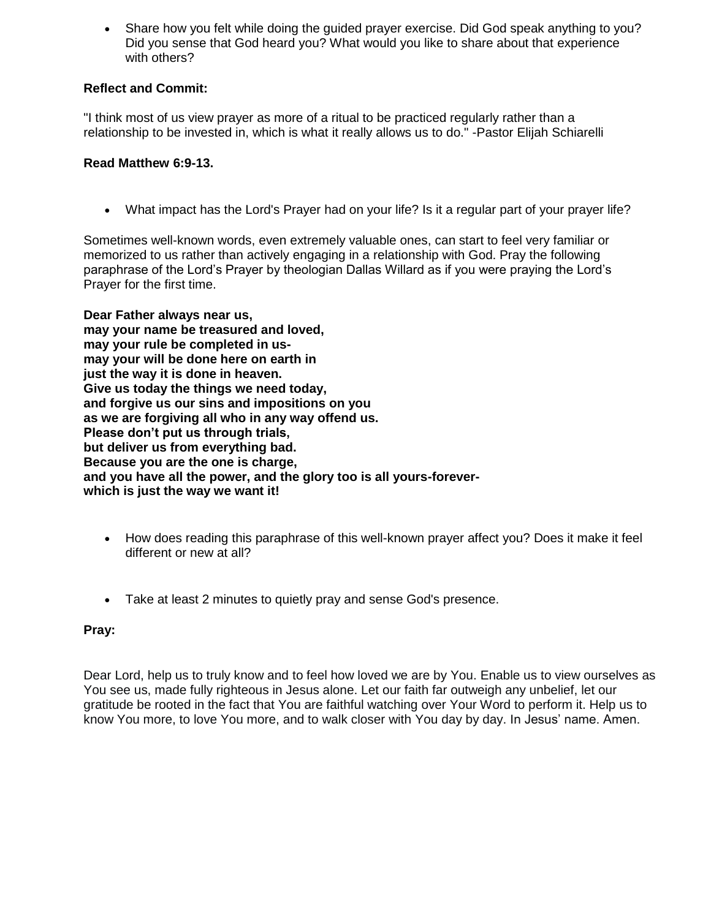- Share how you felt while doing the guided prayer exercise. Did God speak anything to you? Did you sense that God heard you? What would you like to share about that experience with others?

**Reflect and Commit:**

"I think most of us view prayer as more of a ritual to be practiced regularly rather than a relationship to be invested in, which is what it really allows us to do." -Pastor Elijah Schiarelli

**Read Matthew 6:9-13.**

- What impact has the Lord's Prayer had on your life? Is it a regular part of your prayer life?

Sometimes well-known words, even extremely valuable ones, can start to feel very familiar or memorized to us rather than actively engaging in a relationship with God. Pray the following paraphrase of the Lord's Prayer by theologian Dallas Willard as if you were praying the Lord's Prayer for the first time.

**Dear Father always near us,**
**may your name be treasured and loved,**
**may your rule be completed in us-**
**may your will be done here on earth in**
**just the way it is done in heaven.**
**Give us today the things we need today,**
**and forgive us our sins and impositions on you**
**as we are forgiving all who in any way offend us.**
**Please don't put us through trials,**
**but deliver us from everything bad.**
**Because you are the one is charge,**
**and you have all the power, and the glory too is all yours-forever-**
**which is just the way we want it!**

- How does reading this paraphrase of this well-known prayer affect you? Does it make it feel different or new at all?

- Take at least 2 minutes to quietly pray and sense God's presence.

**Pray:**

Dear Lord, help us to truly know and to feel how loved we are by You. Enable us to view ourselves as You see us, made fully righteous in Jesus alone. Let our faith far outweigh any unbelief, let our gratitude be rooted in the fact that You are faithful watching over Your Word to perform it. Help us to know You more, to love You more, and to walk closer with You day by day. In Jesus' name. Amen.